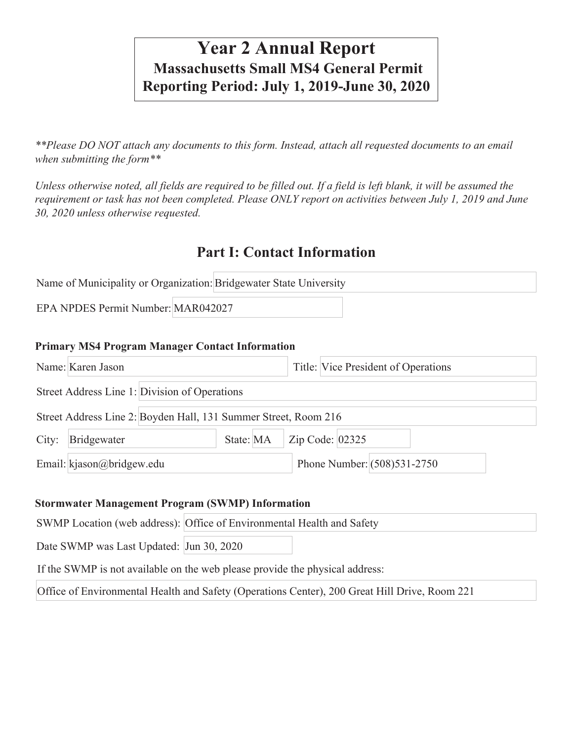# Year 2 Annual Report
## Massachusetts Small MS4 General Permit
## Reporting Period: July 1, 2019-June 30, 2020

***Please DO NOT attach any documents to this form. Instead, attach all requested documents to an email when submitting the form***

*Unless otherwise noted, all fields are required to be filled out. If a field is left blank, it will be assumed the requirement or task has not been completed. Please ONLY report on activities between July 1, 2019 and June 30, 2020 unless otherwise requested.*

## Part I: Contact Information

Name of Municipality or Organization: Bridgewater State University

EPA NPDES Permit Number: MAR042027

### Primary MS4 Program Manager Contact Information

Name: Karen Jason

Title: Vice President of Operations

Street Address Line 1: Division of Operations

Street Address Line 2: Boyden Hall, 131 Summer Street, Room 216

City: Bridgewater

State: MA

Zip Code: 02325

Email: kjason@bridgew.edu

Phone Number: (508)531-2750

### Stormwater Management Program (SWMP) Information

SWMP Location (web address): Office of Environmental Health and Safety

Date SWMP was Last Updated: Jun 30, 2020

If the SWMP is not available on the web please provide the physical address:

Office of Environmental Health and Safety (Operations Center), 200 Great Hill Drive, Room 221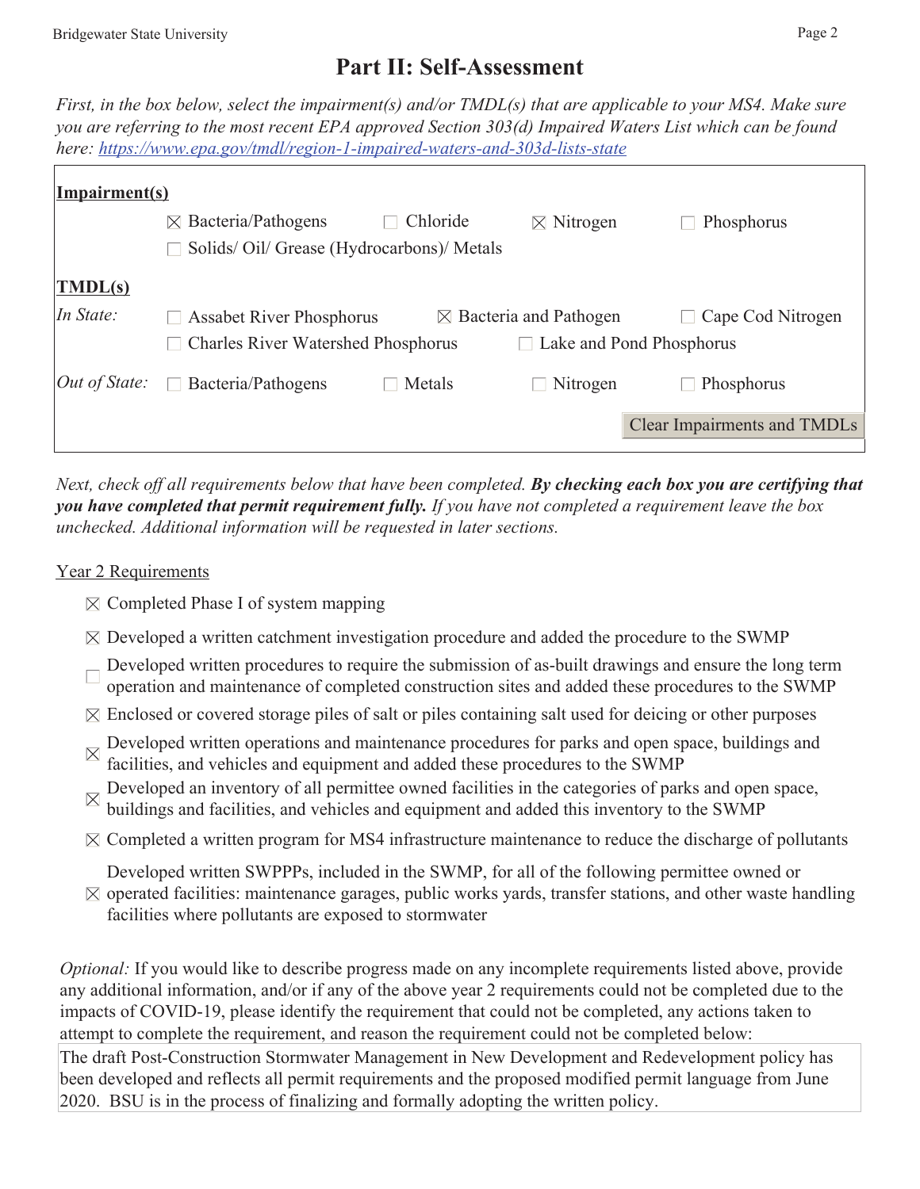# Part II: Self-Assessment

*First, in the box below, select the impairment(s) and/or TMDL(s) that are applicable to your MS4. Make sure you are referring to the most recent EPA approved Section 303(d) Impaired Waters List which can be found here: https://www.epa.gov/tmdl/region-1-impaired-waters-and-303d-lists-state*

**Impairment(s)**

- ☒ Bacteria/Pathogens
- ☐ Chloride
- ☒ Nitrogen
- ☐ Phosphorus
- ☐ Solids/ Oil/ Grease (Hydrocarbons)/ Metals

**TMDL(s)**

*In State:*

- ☐ Assabet River Phosphorus
- ☒ Bacteria and Pathogen
- ☐ Cape Cod Nitrogen
- ☐ Charles River Watershed Phosphorus
- ☐ Lake and Pond Phosphorus

*Out of State:*

- ☐ Bacteria/Pathogens
- ☐ Metals
- ☐ Nitrogen
- ☐ Phosphorus

Clear Impairments and TMDLs

*Next, check off all requirements below that have been completed.* ***By checking each box you are certifying that you have completed that permit requirement fully.*** *If you have not completed a requirement leave the box unchecked. Additional information will be requested in later sections.*

Year 2 Requirements

- ☒ Completed Phase I of system mapping
- ☒ Developed a written catchment investigation procedure and added the procedure to the SWMP
- ☐ Developed written procedures to require the submission of as-built drawings and ensure the long term operation and maintenance of completed construction sites and added these procedures to the SWMP
- ☒ Enclosed or covered storage piles of salt or piles containing salt used for deicing or other purposes
- ☒ Developed written operations and maintenance procedures for parks and open space, buildings and facilities, and vehicles and equipment and added these procedures to the SWMP
- ☒ Developed an inventory of all permittee owned facilities in the categories of parks and open space, buildings and facilities, and vehicles and equipment and added this inventory to the SWMP
- ☒ Completed a written program for MS4 infrastructure maintenance to reduce the discharge of pollutants
- ☒ Developed written SWPPPs, included in the SWMP, for all of the following permittee owned or operated facilities: maintenance garages, public works yards, transfer stations, and other waste handling facilities where pollutants are exposed to stormwater

*Optional:* If you would like to describe progress made on any incomplete requirements listed above, provide any additional information, and/or if any of the above year 2 requirements could not be completed due to the impacts of COVID-19, please identify the requirement that could not be completed, any actions taken to attempt to complete the requirement, and reason the requirement could not be completed below:

The draft Post-Construction Stormwater Management in New Development and Redevelopment policy has been developed and reflects all permit requirements and the proposed modified permit language from June 2020. BSU is in the process of finalizing and formally adopting the written policy.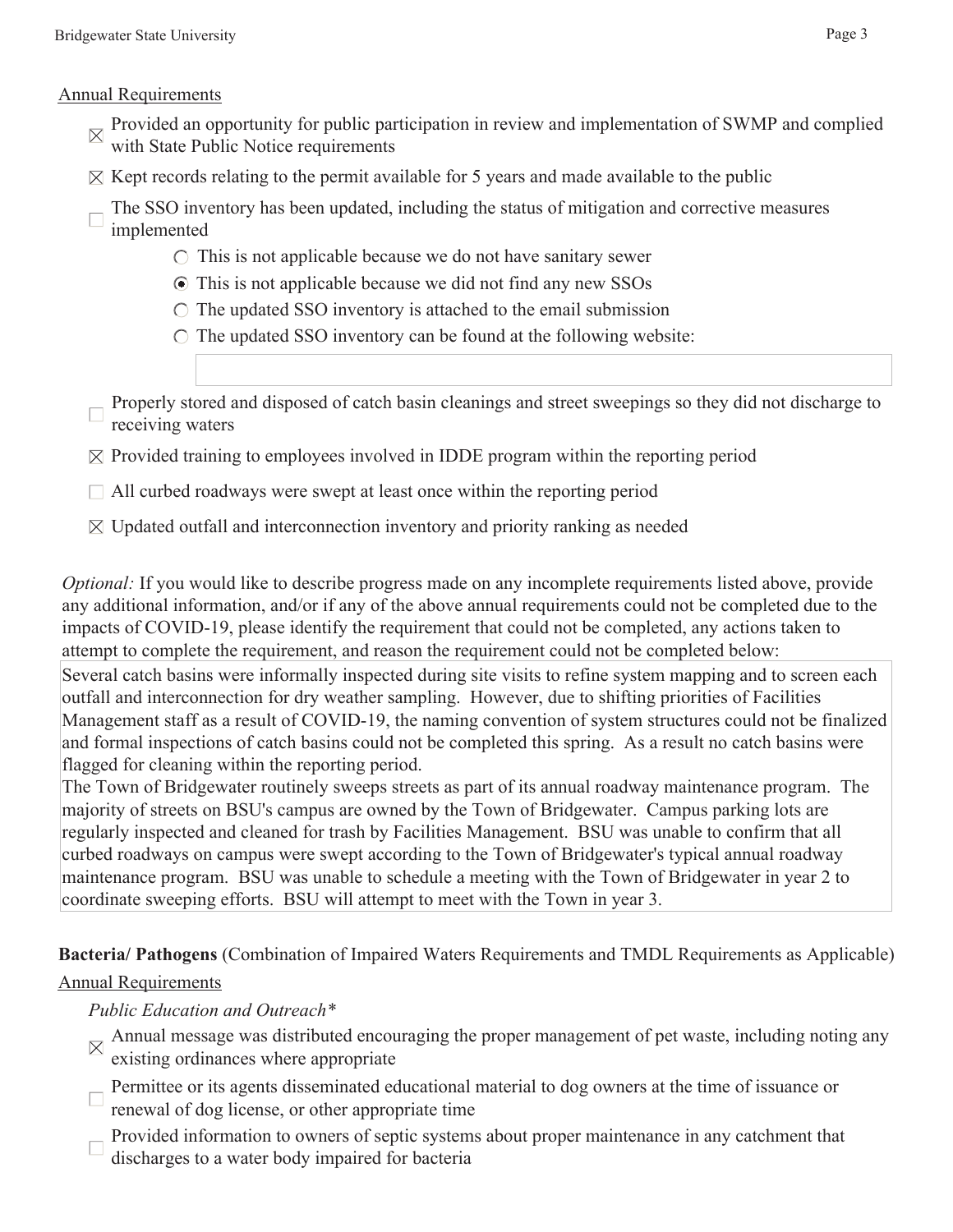Annual Requirements

- ☒ Provided an opportunity for public participation in review and implementation of SWMP and complied with State Public Notice requirements
- ☒ Kept records relating to the permit available for 5 years and made available to the public
- ☐ The SSO inventory has been updated, including the status of mitigation and corrective measures implemented
  - ○ This is not applicable because we do not have sanitary sewer
  - ◉ This is not applicable because we did not find any new SSOs
  - ○ The updated SSO inventory is attached to the email submission
  - ○ The updated SSO inventory can be found at the following website:
- ☐ Properly stored and disposed of catch basin cleanings and street sweepings so they did not discharge to receiving waters
- ☒ Provided training to employees involved in IDDE program within the reporting period
- ☐ All curbed roadways were swept at least once within the reporting period
- ☒ Updated outfall and interconnection inventory and priority ranking as needed

*Optional:* If you would like to describe progress made on any incomplete requirements listed above, provide any additional information, and/or if any of the above annual requirements could not be completed due to the impacts of COVID-19, please identify the requirement that could not be completed, any actions taken to attempt to complete the requirement, and reason the requirement could not be completed below:

Several catch basins were informally inspected during site visits to refine system mapping and to screen each outfall and interconnection for dry weather sampling. However, due to shifting priorities of Facilities Management staff as a result of COVID-19, the naming convention of system structures could not be finalized and formal inspections of catch basins could not be completed this spring. As a result no catch basins were flagged for cleaning within the reporting period.
The Town of Bridgewater routinely sweeps streets as part of its annual roadway maintenance program. The majority of streets on BSU's campus are owned by the Town of Bridgewater. Campus parking lots are regularly inspected and cleaned for trash by Facilities Management. BSU was unable to confirm that all curbed roadways on campus were swept according to the Town of Bridgewater's typical annual roadway maintenance program. BSU was unable to schedule a meeting with the Town of Bridgewater in year 2 to coordinate sweeping efforts. BSU will attempt to meet with the Town in year 3.

**Bacteria/ Pathogens** (Combination of Impaired Waters Requirements and TMDL Requirements as Applicable)

Annual Requirements

*Public Education and Outreach**

- ☒ Annual message was distributed encouraging the proper management of pet waste, including noting any existing ordinances where appropriate
- ☐ Permittee or its agents disseminated educational material to dog owners at the time of issuance or renewal of dog license, or other appropriate time
- ☐ Provided information to owners of septic systems about proper maintenance in any catchment that discharges to a water body impaired for bacteria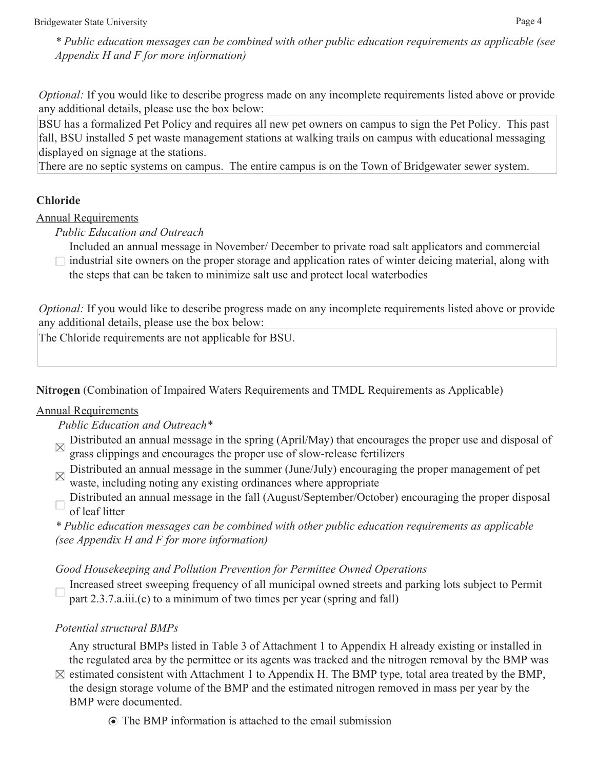*\* Public education messages can be combined with other public education requirements as applicable (see Appendix H and F for more information)*

*Optional:* If you would like to describe progress made on any incomplete requirements listed above or provide any additional details, please use the box below:

| BSU has a formalized Pet Policy and requires all new pet owners on campus to sign the Pet Policy. This past fall, BSU installed 5 pet waste management stations at walking trails on campus with educational messaging displayed on signage at the stations.<br>There are no septic systems on campus. The entire campus is on the Town of Bridgewater sewer system. |
|---|

**Chloride**

<u>Annual Requirements</u>

*Public Education and Outreach*

- ☐ Included an annual message in November/ December to private road salt applicators and commercial industrial site owners on the proper storage and application rates of winter deicing material, along with the steps that can be taken to minimize salt use and protect local waterbodies

*Optional:* If you would like to describe progress made on any incomplete requirements listed above or provide any additional details, please use the box below:

| The Chloride requirements are not applicable for BSU. |
|---|

**Nitrogen** (Combination of Impaired Waters Requirements and TMDL Requirements as Applicable)

<u>Annual Requirements</u>

*Public Education and Outreach\**

- ☒ Distributed an annual message in the spring (April/May) that encourages the proper use and disposal of grass clippings and encourages the proper use of slow-release fertilizers
- ☒ Distributed an annual message in the summer (June/July) encouraging the proper management of pet waste, including noting any existing ordinances where appropriate
- ☐ Distributed an annual message in the fall (August/September/October) encouraging the proper disposal of leaf litter

*\* Public education messages can be combined with other public education requirements as applicable (see Appendix H and F for more information)*

*Good Housekeeping and Pollution Prevention for Permittee Owned Operations*

- ☐ Increased street sweeping frequency of all municipal owned streets and parking lots subject to Permit part 2.3.7.a.iii.(c) to a minimum of two times per year (spring and fall)

*Potential structural BMPs*

- ☒ Any structural BMPs listed in Table 3 of Attachment 1 to Appendix H already existing or installed in the regulated area by the permittee or its agents was tracked and the nitrogen removal by the BMP was estimated consistent with Attachment 1 to Appendix H. The BMP type, total area treated by the BMP, the design storage volume of the BMP and the estimated nitrogen removed in mass per year by the BMP were documented.

  - ◉ The BMP information is attached to the email submission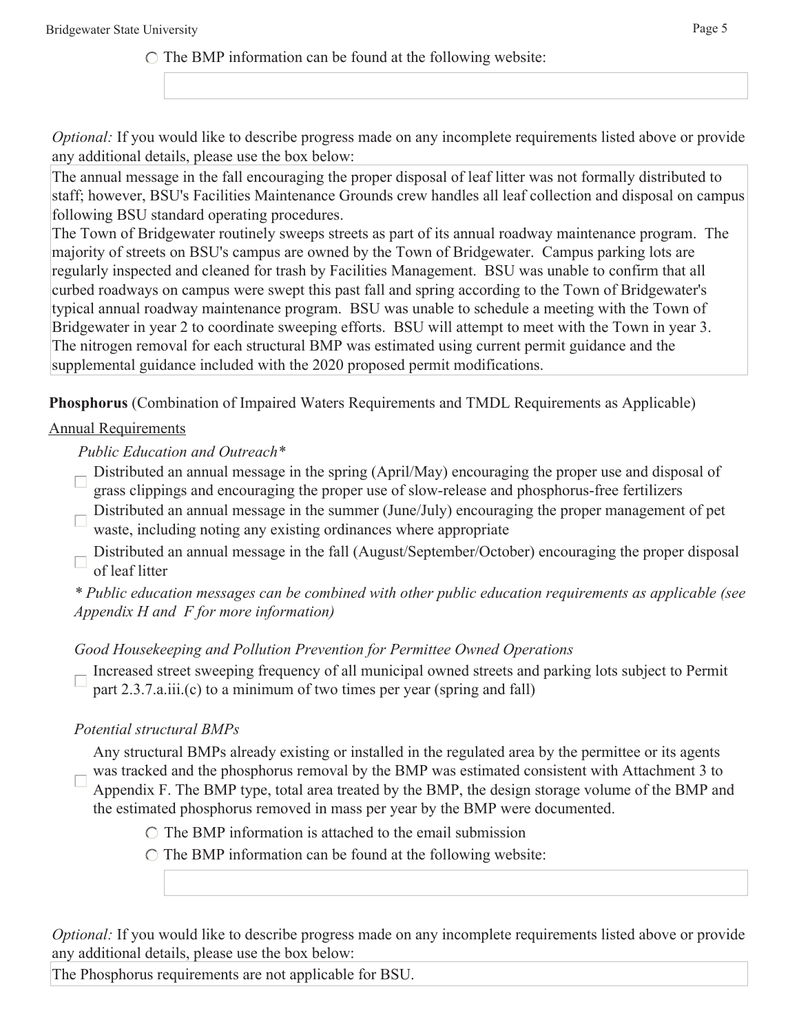○ The BMP information can be found at the following website:

[ ]

*Optional:* If you would like to describe progress made on any incomplete requirements listed above or provide any additional details, please use the box below:

The annual message in the fall encouraging the proper disposal of leaf litter was not formally distributed to staff; however, BSU's Facilities Maintenance Grounds crew handles all leaf collection and disposal on campus following BSU standard operating procedures.
The Town of Bridgewater routinely sweeps streets as part of its annual roadway maintenance program. The majority of streets on BSU's campus are owned by the Town of Bridgewater. Campus parking lots are regularly inspected and cleaned for trash by Facilities Management. BSU was unable to confirm that all curbed roadways on campus were swept this past fall and spring according to the Town of Bridgewater's typical annual roadway maintenance program. BSU was unable to schedule a meeting with the Town of Bridgewater in year 2 to coordinate sweeping efforts. BSU will attempt to meet with the Town in year 3.
The nitrogen removal for each structural BMP was estimated using current permit guidance and the supplemental guidance included with the 2020 proposed permit modifications.

**Phosphorus** (Combination of Impaired Waters Requirements and TMDL Requirements as Applicable)

Annual Requirements

*Public Education and Outreach**

- ☐ Distributed an annual message in the spring (April/May) encouraging the proper use and disposal of grass clippings and encouraging the proper use of slow-release and phosphorus-free fertilizers
- ☐ Distributed an annual message in the summer (June/July) encouraging the proper management of pet waste, including noting any existing ordinances where appropriate
- ☐ Distributed an annual message in the fall (August/September/October) encouraging the proper disposal of leaf litter

*\* Public education messages can be combined with other public education requirements as applicable (see Appendix H and F for more information)*

*Good Housekeeping and Pollution Prevention for Permittee Owned Operations*

- ☐ Increased street sweeping frequency of all municipal owned streets and parking lots subject to Permit part 2.3.7.a.iii.(c) to a minimum of two times per year (spring and fall)

*Potential structural BMPs*

- ☐ Any structural BMPs already existing or installed in the regulated area by the permittee or its agents was tracked and the phosphorus removal by the BMP was estimated consistent with Attachment 3 to Appendix F. The BMP type, total area treated by the BMP, the design storage volume of the BMP and the estimated phosphorus removed in mass per year by the BMP were documented.
  - ○ The BMP information is attached to the email submission
  - ○ The BMP information can be found at the following website:

[ ]

*Optional:* If you would like to describe progress made on any incomplete requirements listed above or provide any additional details, please use the box below:

The Phosphorus requirements are not applicable for BSU.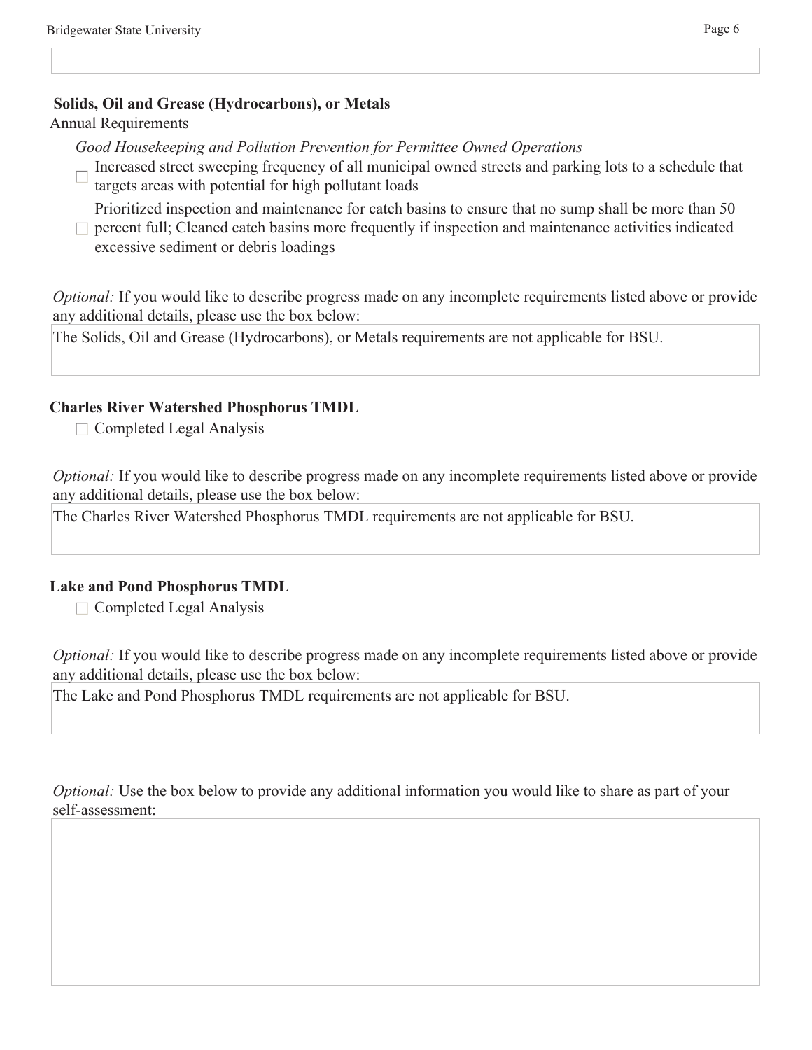**Solids, Oil and Grease (Hydrocarbons), or Metals**

Annual Requirements

*Good Housekeeping and Pollution Prevention for Permittee Owned Operations*

- ☐ Increased street sweeping frequency of all municipal owned streets and parking lots to a schedule that targets areas with potential for high pollutant loads
- ☐ Prioritized inspection and maintenance for catch basins to ensure that no sump shall be more than 50 percent full; Cleaned catch basins more frequently if inspection and maintenance activities indicated excessive sediment or debris loadings

*Optional:* If you would like to describe progress made on any incomplete requirements listed above or provide any additional details, please use the box below:

The Solids, Oil and Grease (Hydrocarbons), or Metals requirements are not applicable for BSU.

**Charles River Watershed Phosphorus TMDL**

- ☐ Completed Legal Analysis

*Optional:* If you would like to describe progress made on any incomplete requirements listed above or provide any additional details, please use the box below:

The Charles River Watershed Phosphorus TMDL requirements are not applicable for BSU.

**Lake and Pond Phosphorus TMDL**

- ☐ Completed Legal Analysis

*Optional:* If you would like to describe progress made on any incomplete requirements listed above or provide any additional details, please use the box below:

The Lake and Pond Phosphorus TMDL requirements are not applicable for BSU.

*Optional:* Use the box below to provide any additional information you would like to share as part of your self-assessment: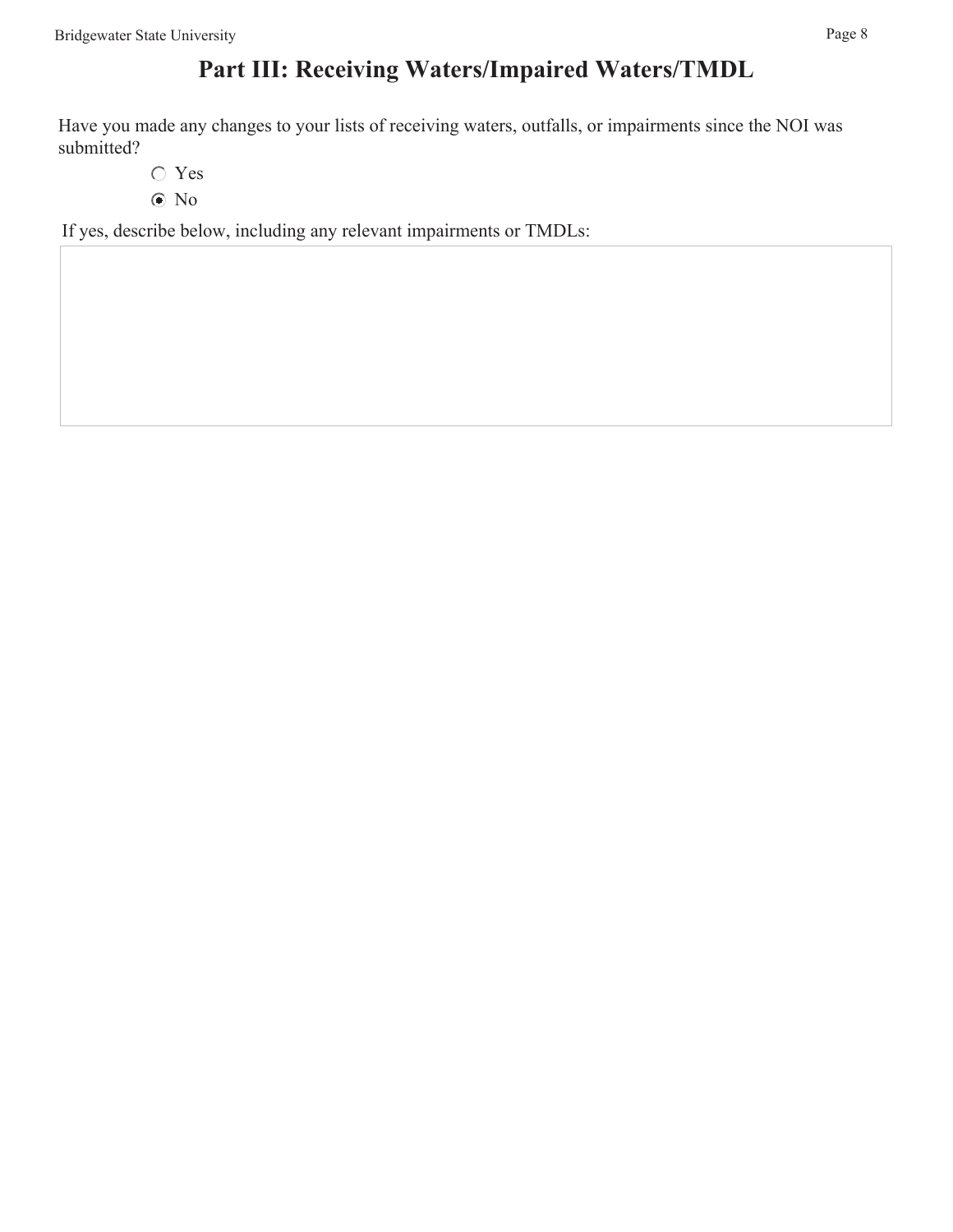# Part III: Receiving Waters/Impaired Waters/TMDL

Have you made any changes to your lists of receiving waters, outfalls, or impairments since the NOI was submitted?

- ○ Yes
- ◉ No

If yes, describe below, including any relevant impairments or TMDLs: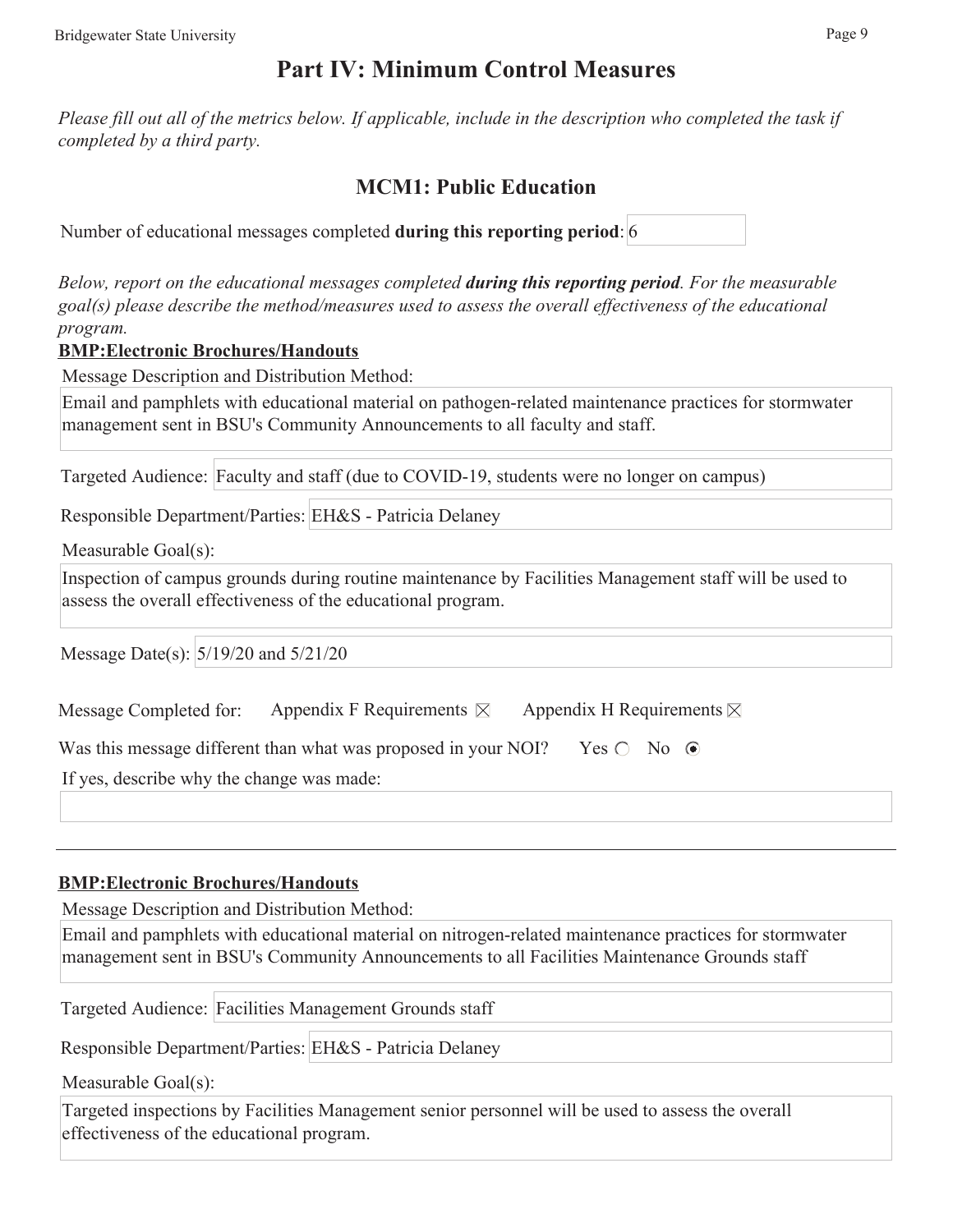# Part IV: Minimum Control Measures

*Please fill out all of the metrics below. If applicable, include in the description who completed the task if completed by a third party.*

## MCM1: Public Education

Number of educational messages completed **during this reporting period**: 6

*Below, report on the educational messages completed **during this reporting period**. For the measurable goal(s) please describe the method/measures used to assess the overall effectiveness of the educational program.*

**BMP:Electronic Brochures/Handouts**

Message Description and Distribution Method:

Email and pamphlets with educational material on pathogen-related maintenance practices for stormwater management sent in BSU's Community Announcements to all faculty and staff.

Targeted Audience: Faculty and staff (due to COVID-19, students were no longer on campus)

Responsible Department/Parties: EH&S - Patricia Delaney

Measurable Goal(s):

Inspection of campus grounds during routine maintenance by Facilities Management staff will be used to assess the overall effectiveness of the educational program.

Message Date(s): 5/19/20 and 5/21/20

Message Completed for: Appendix F Requirements ☒ Appendix H Requirements ☒

Was this message different than what was proposed in your NOI? Yes ○ No ◉

If yes, describe why the change was made:

---

**BMP:Electronic Brochures/Handouts**

Message Description and Distribution Method:

Email and pamphlets with educational material on nitrogen-related maintenance practices for stormwater management sent in BSU's Community Announcements to all Facilities Maintenance Grounds staff

Targeted Audience: Facilities Management Grounds staff

Responsible Department/Parties: EH&S - Patricia Delaney

Measurable Goal(s):

Targeted inspections by Facilities Management senior personnel will be used to assess the overall effectiveness of the educational program.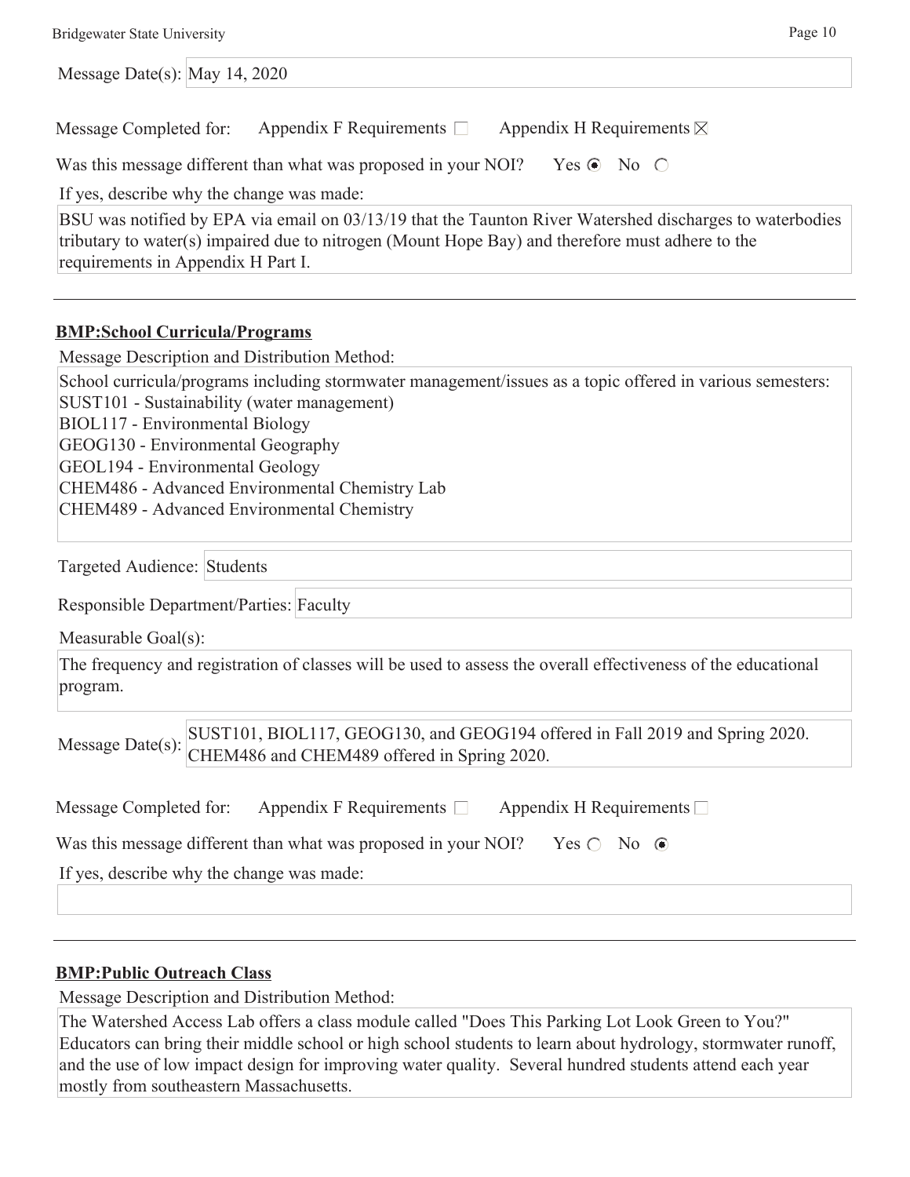Message Date(s): May 14, 2020

Message Completed for: Appendix F Requirements ☐ Appendix H Requirements ☒

Was this message different than what was proposed in your NOI? Yes ◉ No ○

If yes, describe why the change was made:

BSU was notified by EPA via email on 03/13/19 that the Taunton River Watershed discharges to waterbodies tributary to water(s) impaired due to nitrogen (Mount Hope Bay) and therefore must adhere to the requirements in Appendix H Part I.

---

**BMP:School Curricula/Programs**

Message Description and Distribution Method:

School curricula/programs including stormwater management/issues as a topic offered in various semesters:
SUST101 - Sustainability (water management)
BIOL117 - Environmental Biology
GEOG130 - Environmental Geography
GEOL194 - Environmental Geology
CHEM486 - Advanced Environmental Chemistry Lab
CHEM489 - Advanced Environmental Chemistry

Targeted Audience: Students

Responsible Department/Parties: Faculty

Measurable Goal(s):

The frequency and registration of classes will be used to assess the overall effectiveness of the educational program.

Message Date(s): SUST101, BIOL117, GEOG130, and GEOG194 offered in Fall 2019 and Spring 2020. CHEM486 and CHEM489 offered in Spring 2020.

Message Completed for: Appendix F Requirements ☐ Appendix H Requirements ☐

Was this message different than what was proposed in your NOI? Yes ○ No ◉

If yes, describe why the change was made:

---

**BMP:Public Outreach Class**

Message Description and Distribution Method:

The Watershed Access Lab offers a class module called "Does This Parking Lot Look Green to You?" Educators can bring their middle school or high school students to learn about hydrology, stormwater runoff, and the use of low impact design for improving water quality. Several hundred students attend each year mostly from southeastern Massachusetts.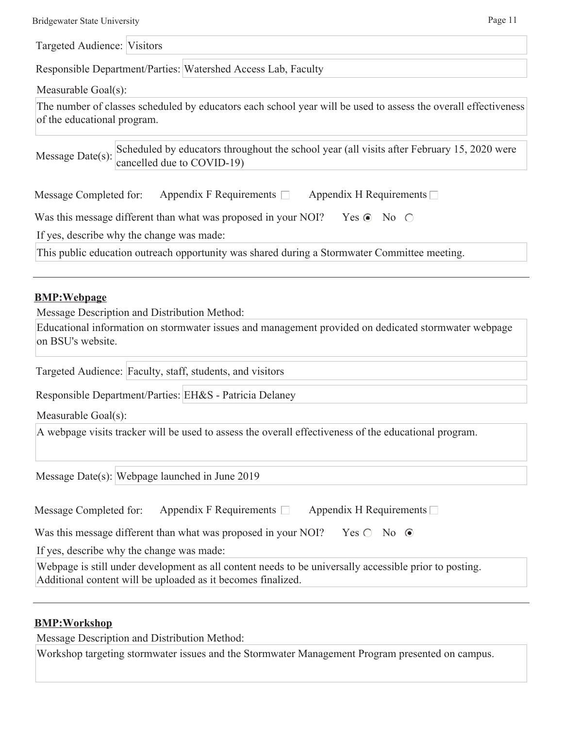Targeted Audience: Visitors

Responsible Department/Parties: Watershed Access Lab, Faculty

Measurable Goal(s):

The number of classes scheduled by educators each school year will be used to assess the overall effectiveness of the educational program.

Message Date(s): Scheduled by educators throughout the school year (all visits after February 15, 2020 were cancelled due to COVID-19)

Message Completed for: Appendix F Requirements ☐ Appendix H Requirements ☐

Was this message different than what was proposed in your NOI? Yes ◉ No ○

If yes, describe why the change was made:

This public education outreach opportunity was shared during a Stormwater Committee meeting.

---

**BMP:Webpage**

Message Description and Distribution Method:

Educational information on stormwater issues and management provided on dedicated stormwater webpage on BSU's website.

Targeted Audience: Faculty, staff, students, and visitors

Responsible Department/Parties: EH&S - Patricia Delaney

Measurable Goal(s):

A webpage visits tracker will be used to assess the overall effectiveness of the educational program.

Message Date(s): Webpage launched in June 2019

Message Completed for: Appendix F Requirements ☐ Appendix H Requirements ☐

Was this message different than what was proposed in your NOI? Yes ○ No ◉

If yes, describe why the change was made:

Webpage is still under development as all content needs to be universally accessible prior to posting. Additional content will be uploaded as it becomes finalized.

---

**BMP:Workshop**

Message Description and Distribution Method:

Workshop targeting stormwater issues and the Stormwater Management Program presented on campus.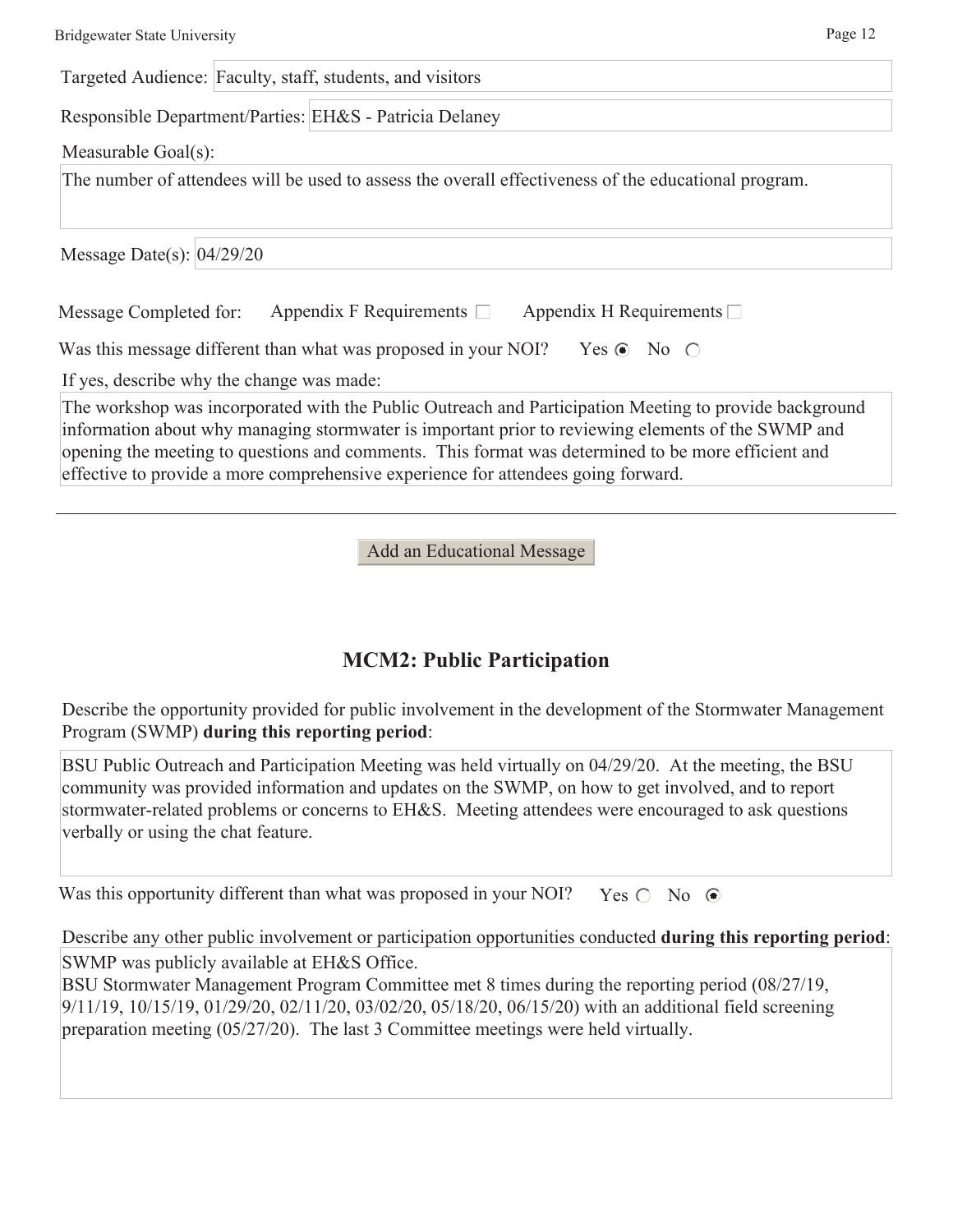Targeted Audience: Faculty, staff, students, and visitors

Responsible Department/Parties: EH&S - Patricia Delaney

Measurable Goal(s):

The number of attendees will be used to assess the overall effectiveness of the educational program.

Message Date(s): 04/29/20

Message Completed for: Appendix F Requirements ☐ Appendix H Requirements ☐

Was this message different than what was proposed in your NOI? Yes ◉ No ○

If yes, describe why the change was made:

The workshop was incorporated with the Public Outreach and Participation Meeting to provide background information about why managing stormwater is important prior to reviewing elements of the SWMP and opening the meeting to questions and comments. This format was determined to be more efficient and effective to provide a more comprehensive experience for attendees going forward.

---

Add an Educational Message

## MCM2: Public Participation

Describe the opportunity provided for public involvement in the development of the Stormwater Management Program (SWMP) **during this reporting period**:

BSU Public Outreach and Participation Meeting was held virtually on 04/29/20. At the meeting, the BSU community was provided information and updates on the SWMP, on how to get involved, and to report stormwater-related problems or concerns to EH&S. Meeting attendees were encouraged to ask questions verbally or using the chat feature.

Was this opportunity different than what was proposed in your NOI? Yes ○ No ◉

Describe any other public involvement or participation opportunities conducted **during this reporting period**:

SWMP was publicly available at EH&S Office.
BSU Stormwater Management Program Committee met 8 times during the reporting period (08/27/19, 9/11/19, 10/15/19, 01/29/20, 02/11/20, 03/02/20, 05/18/20, 06/15/20) with an additional field screening preparation meeting (05/27/20). The last 3 Committee meetings were held virtually.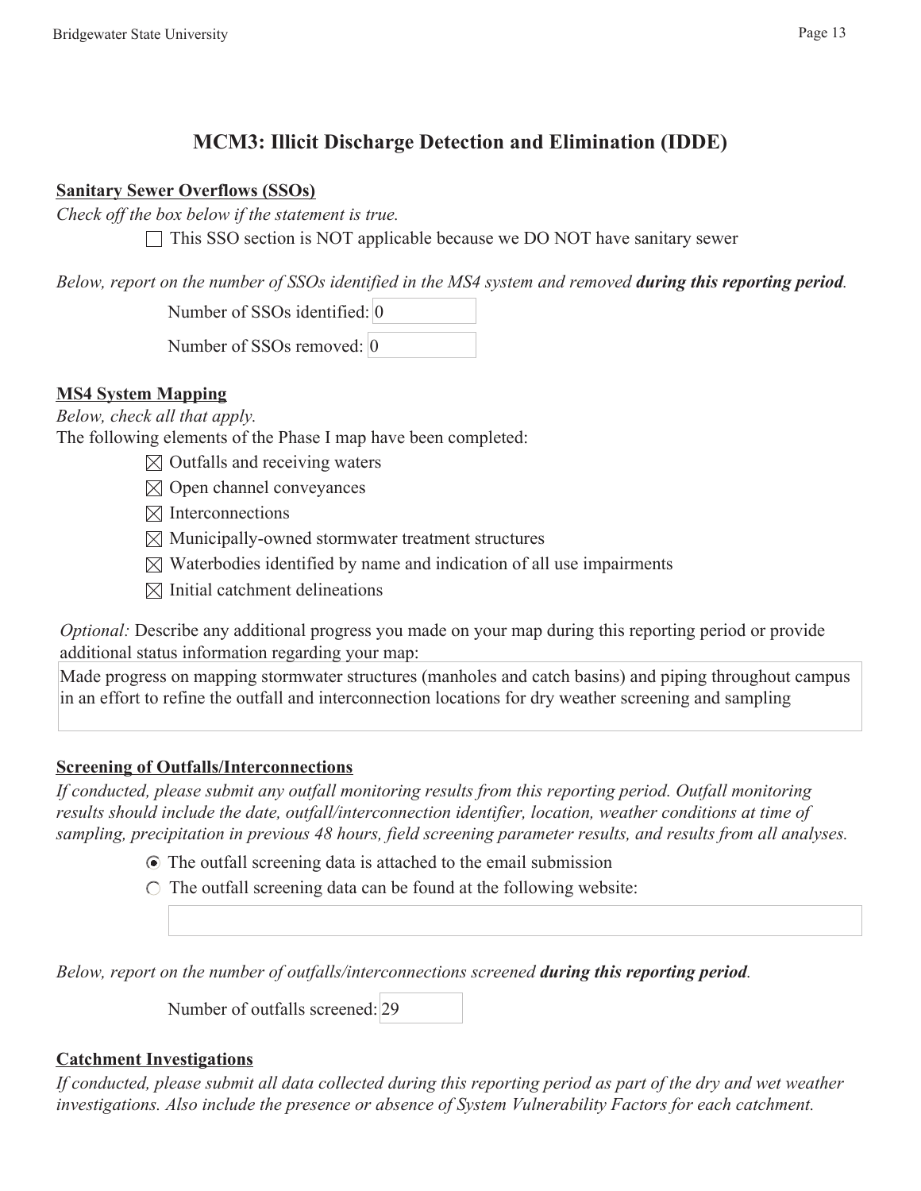## MCM3: Illicit Discharge Detection and Elimination (IDDE)

**Sanitary Sewer Overflows (SSOs)**

*Check off the box below if the statement is true.*

☐ This SSO section is NOT applicable because we DO NOT have sanitary sewer

*Below, report on the number of SSOs identified in the MS4 system and removed* ***during this reporting period****.*

Number of SSOs identified: 0

Number of SSOs removed: 0

**MS4 System Mapping**

*Below, check all that apply.*

The following elements of the Phase I map have been completed:

☒ Outfalls and receiving waters

☒ Open channel conveyances

☒ Interconnections

☒ Municipally-owned stormwater treatment structures

☒ Waterbodies identified by name and indication of all use impairments

☒ Initial catchment delineations

*Optional:* Describe any additional progress you made on your map during this reporting period or provide additional status information regarding your map:

Made progress on mapping stormwater structures (manholes and catch basins) and piping throughout campus in an effort to refine the outfall and interconnection locations for dry weather screening and sampling

**Screening of Outfalls/Interconnections**

*If conducted, please submit any outfall monitoring results from this reporting period. Outfall monitoring results should include the date, outfall/interconnection identifier, location, weather conditions at time of sampling, precipitation in previous 48 hours, field screening parameter results, and results from all analyses.*

◉ The outfall screening data is attached to the email submission

○ The outfall screening data can be found at the following website:

*Below, report on the number of outfalls/interconnections screened* ***during this reporting period****.*

Number of outfalls screened: 29

**Catchment Investigations**

*If conducted, please submit all data collected during this reporting period as part of the dry and wet weather investigations. Also include the presence or absence of System Vulnerability Factors for each catchment.*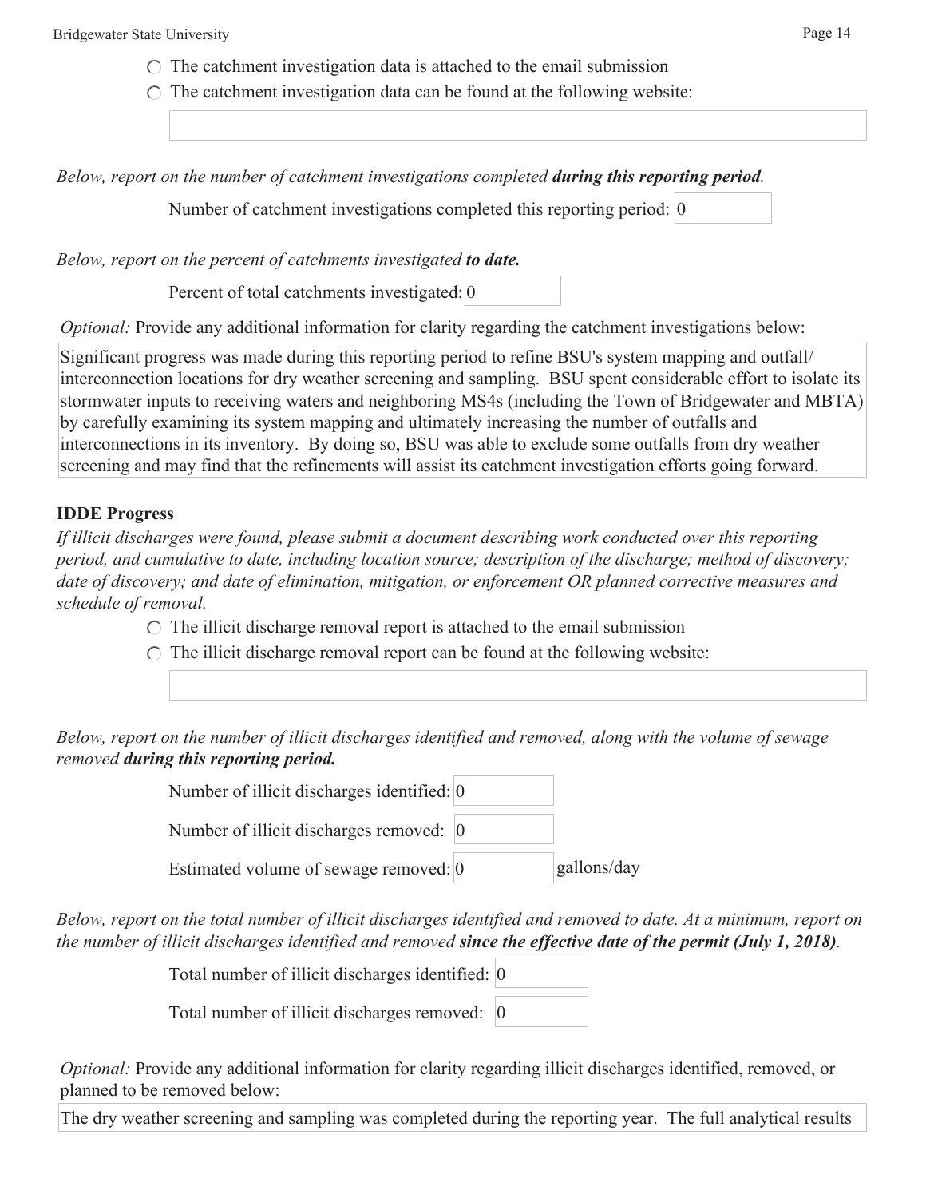- ○ The catchment investigation data is attached to the email submission
- ○ The catchment investigation data can be found at the following website:

*Below, report on the number of catchment investigations completed **during this reporting period**.*

Number of catchment investigations completed this reporting period: 0

*Below, report on the percent of catchments investigated **to date.***

Percent of total catchments investigated: 0

*Optional:* Provide any additional information for clarity regarding the catchment investigations below:

Significant progress was made during this reporting period to refine BSU's system mapping and outfall/interconnection locations for dry weather screening and sampling. BSU spent considerable effort to isolate its stormwater inputs to receiving waters and neighboring MS4s (including the Town of Bridgewater and MBTA) by carefully examining its system mapping and ultimately increasing the number of outfalls and interconnections in its inventory. By doing so, BSU was able to exclude some outfalls from dry weather screening and may find that the refinements will assist its catchment investigation efforts going forward.

**IDDE Progress**

*If illicit discharges were found, please submit a document describing work conducted over this reporting period, and cumulative to date, including location source; description of the discharge; method of discovery; date of discovery; and date of elimination, mitigation, or enforcement OR planned corrective measures and schedule of removal.*

- ○ The illicit discharge removal report is attached to the email submission
- ○ The illicit discharge removal report can be found at the following website:

*Below, report on the number of illicit discharges identified and removed, along with the volume of sewage removed **during this reporting period.***

Number of illicit discharges identified: 0

Number of illicit discharges removed: 0

Estimated volume of sewage removed: 0 gallons/day

*Below, report on the total number of illicit discharges identified and removed to date. At a minimum, report on the number of illicit discharges identified and removed **since the effective date of the permit (July 1, 2018)**.*

Total number of illicit discharges identified: 0

Total number of illicit discharges removed: 0

*Optional:* Provide any additional information for clarity regarding illicit discharges identified, removed, or planned to be removed below:

The dry weather screening and sampling was completed during the reporting year. The full analytical results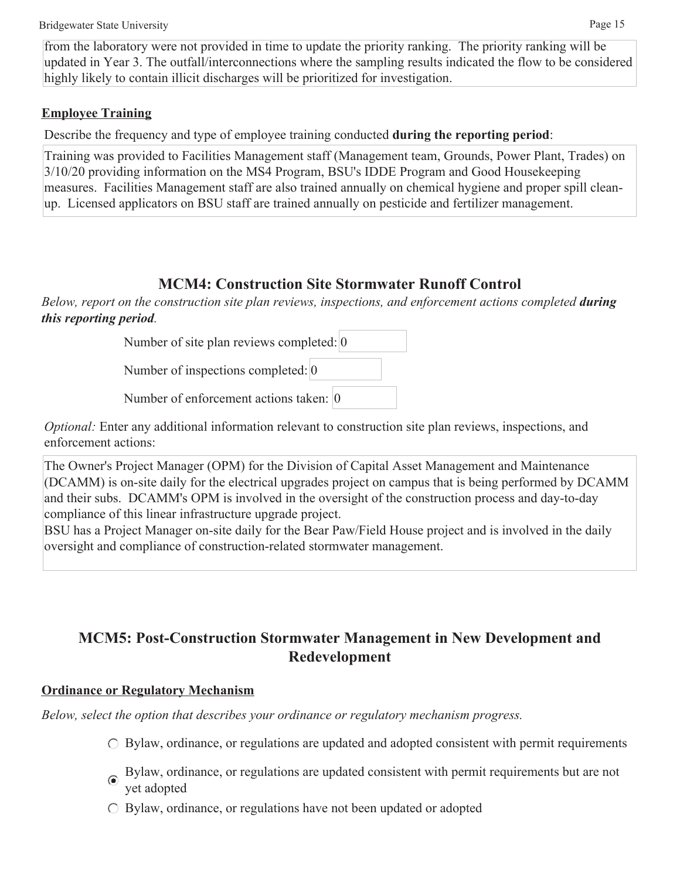from the laboratory were not provided in time to update the priority ranking. The priority ranking will be updated in Year 3. The outfall/interconnections where the sampling results indicated the flow to be considered highly likely to contain illicit discharges will be prioritized for investigation.

**Employee Training**

Describe the frequency and type of employee training conducted **during the reporting period**:

Training was provided to Facilities Management staff (Management team, Grounds, Power Plant, Trades) on 3/10/20 providing information on the MS4 Program, BSU's IDDE Program and Good Housekeeping measures. Facilities Management staff are also trained annually on chemical hygiene and proper spill clean-up. Licensed applicators on BSU staff are trained annually on pesticide and fertilizer management.

## MCM4: Construction Site Stormwater Runoff Control

*Below, report on the construction site plan reviews, inspections, and enforcement actions completed* ***during this reporting period****.*

Number of site plan reviews completed: 0

Number of inspections completed: 0

Number of enforcement actions taken: 0

*Optional:* Enter any additional information relevant to construction site plan reviews, inspections, and enforcement actions:

The Owner's Project Manager (OPM) for the Division of Capital Asset Management and Maintenance (DCAMM) is on-site daily for the electrical upgrades project on campus that is being performed by DCAMM and their subs. DCAMM's OPM is involved in the oversight of the construction process and day-to-day compliance of this linear infrastructure upgrade project.
BSU has a Project Manager on-site daily for the Bear Paw/Field House project and is involved in the daily oversight and compliance of construction-related stormwater management.

## MCM5: Post-Construction Stormwater Management in New Development and Redevelopment

**Ordinance or Regulatory Mechanism**

*Below, select the option that describes your ordinance or regulatory mechanism progress.*

- ○ Bylaw, ordinance, or regulations are updated and adopted consistent with permit requirements
- ◉ Bylaw, ordinance, or regulations are updated consistent with permit requirements but are not yet adopted
- ○ Bylaw, ordinance, or regulations have not been updated or adopted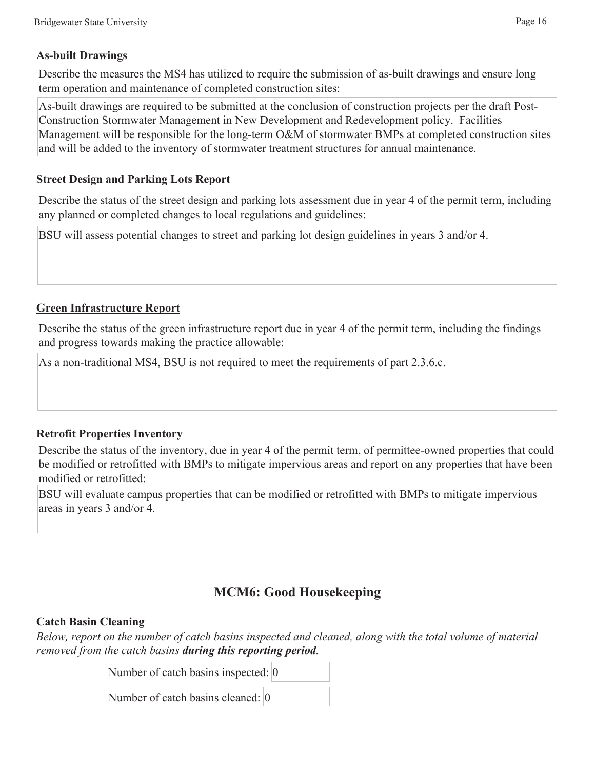### As-built Drawings

Describe the measures the MS4 has utilized to require the submission of as-built drawings and ensure long term operation and maintenance of completed construction sites:

As-built drawings are required to be submitted at the conclusion of construction projects per the draft Post-Construction Stormwater Management in New Development and Redevelopment policy. Facilities Management will be responsible for the long-term O&M of stormwater BMPs at completed construction sites and will be added to the inventory of stormwater treatment structures for annual maintenance.

### Street Design and Parking Lots Report

Describe the status of the street design and parking lots assessment due in year 4 of the permit term, including any planned or completed changes to local regulations and guidelines:

BSU will assess potential changes to street and parking lot design guidelines in years 3 and/or 4.

### Green Infrastructure Report

Describe the status of the green infrastructure report due in year 4 of the permit term, including the findings and progress towards making the practice allowable:

As a non-traditional MS4, BSU is not required to meet the requirements of part 2.3.6.c.

### Retrofit Properties Inventory

Describe the status of the inventory, due in year 4 of the permit term, of permittee-owned properties that could be modified or retrofitted with BMPs to mitigate impervious areas and report on any properties that have been modified or retrofitted:

BSU will evaluate campus properties that can be modified or retrofitted with BMPs to mitigate impervious areas in years 3 and/or 4.

## MCM6: Good Housekeeping

### Catch Basin Cleaning

*Below, report on the number of catch basins inspected and cleaned, along with the total volume of material removed from the catch basins* ***during this reporting period****.*

Number of catch basins inspected: 0

Number of catch basins cleaned: 0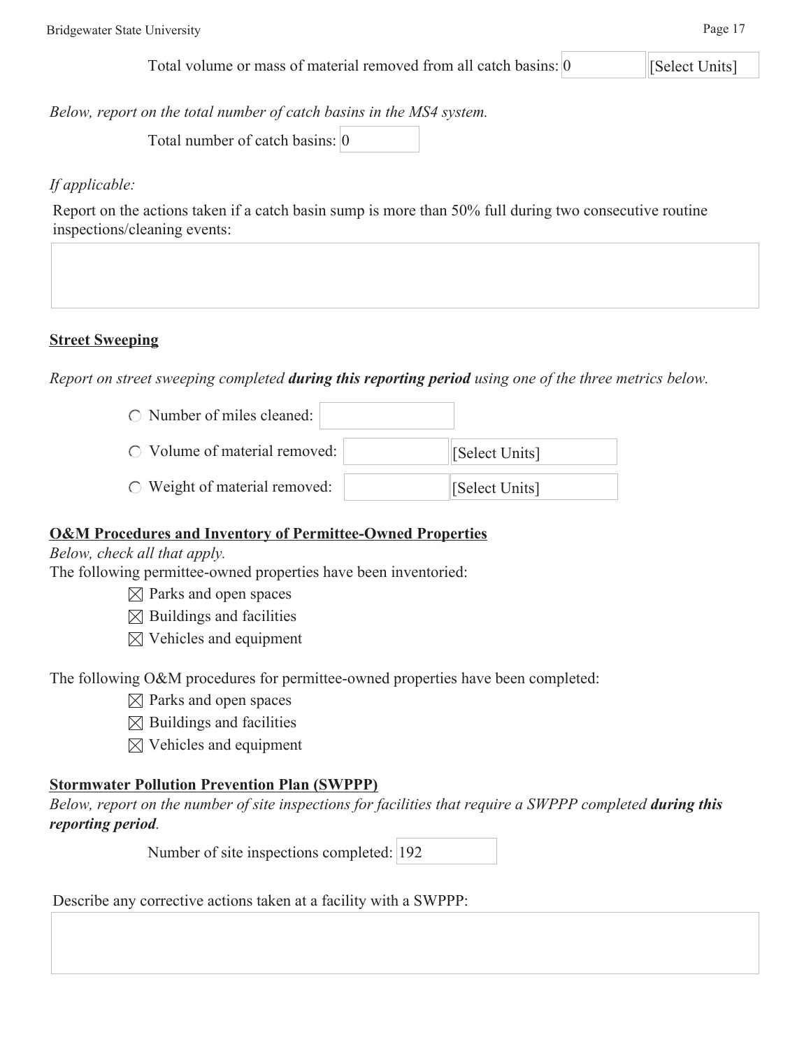Total volume or mass of material removed from all catch basins: 0 [Select Units]

*Below, report on the total number of catch basins in the MS4 system.*

Total number of catch basins: 0

*If applicable:*

Report on the actions taken if a catch basin sump is more than 50% full during two consecutive routine inspections/cleaning events:

**Street Sweeping**

*Report on street sweeping completed **during this reporting period** using one of the three metrics below.*

- ○ Number of miles cleaned:
- ○ Volume of material removed: [Select Units]
- ○ Weight of material removed: [Select Units]

**O&M Procedures and Inventory of Permittee-Owned Properties**

*Below, check all that apply.*

The following permittee-owned properties have been inventoried:

- ☒ Parks and open spaces
- ☒ Buildings and facilities
- ☒ Vehicles and equipment

The following O&M procedures for permittee-owned properties have been completed:

- ☒ Parks and open spaces
- ☒ Buildings and facilities
- ☒ Vehicles and equipment

**Stormwater Pollution Prevention Plan (SWPPP)**

*Below, report on the number of site inspections for facilities that require a SWPPP completed **during this reporting period**.*

Number of site inspections completed: 192

Describe any corrective actions taken at a facility with a SWPPP: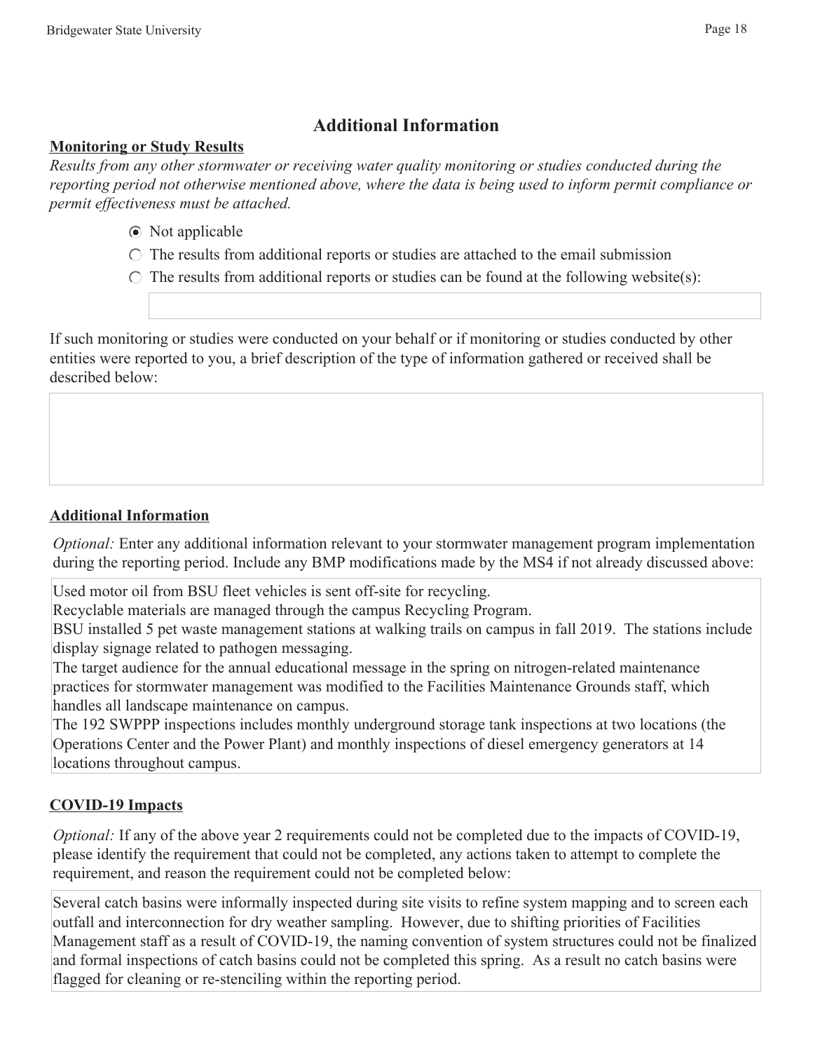## Additional Information

**Monitoring or Study Results**

*Results from any other stormwater or receiving water quality monitoring or studies conducted during the reporting period not otherwise mentioned above, where the data is being used to inform permit compliance or permit effectiveness must be attached.*

- ◉ Not applicable
- ○ The results from additional reports or studies are attached to the email submission
- ○ The results from additional reports or studies can be found at the following website(s):

If such monitoring or studies were conducted on your behalf or if monitoring or studies conducted by other entities were reported to you, a brief description of the type of information gathered or received shall be described below:

**Additional Information**

*Optional:* Enter any additional information relevant to your stormwater management program implementation during the reporting period. Include any BMP modifications made by the MS4 if not already discussed above:

Used motor oil from BSU fleet vehicles is sent off-site for recycling.
Recyclable materials are managed through the campus Recycling Program.
BSU installed 5 pet waste management stations at walking trails on campus in fall 2019. The stations include display signage related to pathogen messaging.
The target audience for the annual educational message in the spring on nitrogen-related maintenance practices for stormwater management was modified to the Facilities Maintenance Grounds staff, which handles all landscape maintenance on campus.
The 192 SWPPP inspections includes monthly underground storage tank inspections at two locations (the Operations Center and the Power Plant) and monthly inspections of diesel emergency generators at 14 locations throughout campus.

**COVID-19 Impacts**

*Optional:* If any of the above year 2 requirements could not be completed due to the impacts of COVID-19, please identify the requirement that could not be completed, any actions taken to attempt to complete the requirement, and reason the requirement could not be completed below:

Several catch basins were informally inspected during site visits to refine system mapping and to screen each outfall and interconnection for dry weather sampling. However, due to shifting priorities of Facilities Management staff as a result of COVID-19, the naming convention of system structures could not be finalized and formal inspections of catch basins could not be completed this spring. As a result no catch basins were flagged for cleaning or re-stenciling within the reporting period.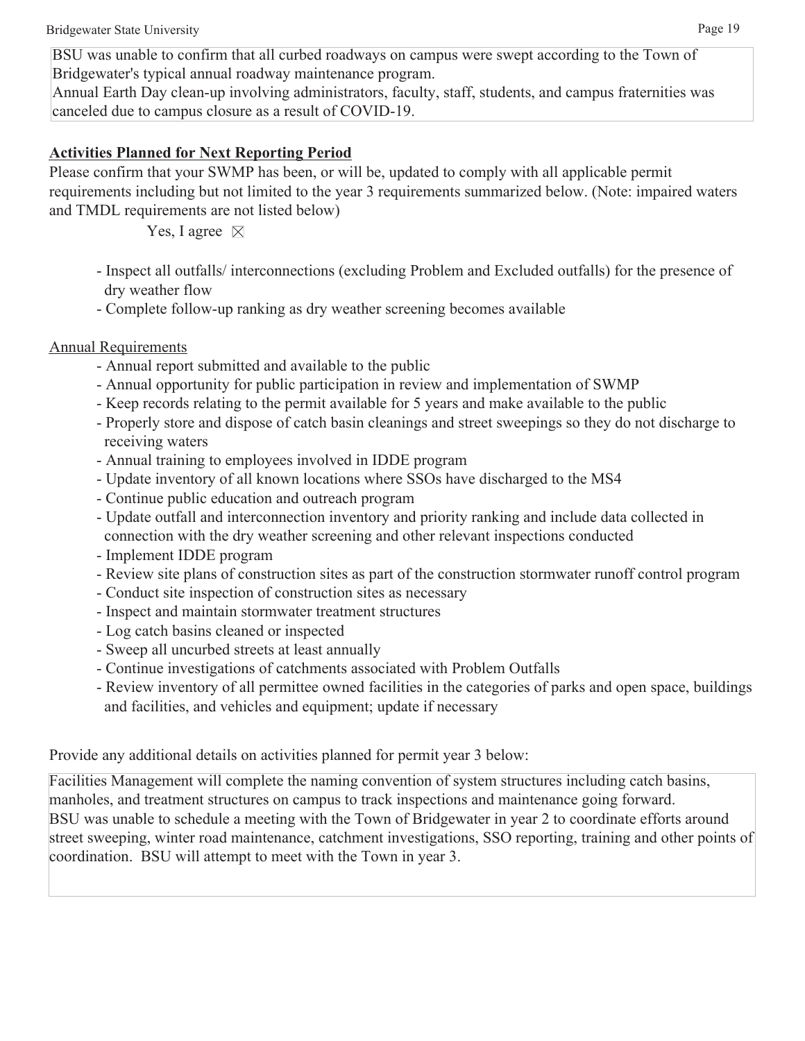BSU was unable to confirm that all curbed roadways on campus were swept according to the Town of Bridgewater's typical annual roadway maintenance program.
Annual Earth Day clean-up involving administrators, faculty, staff, students, and campus fraternities was canceled due to campus closure as a result of COVID-19.

## Activities Planned for Next Reporting Period

Please confirm that your SWMP has been, or will be, updated to comply with all applicable permit requirements including but not limited to the year 3 requirements summarized below. (Note: impaired waters and TMDL requirements are not listed below)

Yes, I agree ☒

- Inspect all outfalls/ interconnections (excluding Problem and Excluded outfalls) for the presence of dry weather flow
- Complete follow-up ranking as dry weather screening becomes available

Annual Requirements

- Annual report submitted and available to the public
- Annual opportunity for public participation in review and implementation of SWMP
- Keep records relating to the permit available for 5 years and make available to the public
- Properly store and dispose of catch basin cleanings and street sweepings so they do not discharge to receiving waters
- Annual training to employees involved in IDDE program
- Update inventory of all known locations where SSOs have discharged to the MS4
- Continue public education and outreach program
- Update outfall and interconnection inventory and priority ranking and include data collected in connection with the dry weather screening and other relevant inspections conducted
- Implement IDDE program
- Review site plans of construction sites as part of the construction stormwater runoff control program
- Conduct site inspection of construction sites as necessary
- Inspect and maintain stormwater treatment structures
- Log catch basins cleaned or inspected
- Sweep all uncurbed streets at least annually
- Continue investigations of catchments associated with Problem Outfalls
- Review inventory of all permittee owned facilities in the categories of parks and open space, buildings and facilities, and vehicles and equipment; update if necessary

Provide any additional details on activities planned for permit year 3 below:

Facilities Management will complete the naming convention of system structures including catch basins, manholes, and treatment structures on campus to track inspections and maintenance going forward.
BSU was unable to schedule a meeting with the Town of Bridgewater in year 2 to coordinate efforts around street sweeping, winter road maintenance, catchment investigations, SSO reporting, training and other points of coordination. BSU will attempt to meet with the Town in year 3.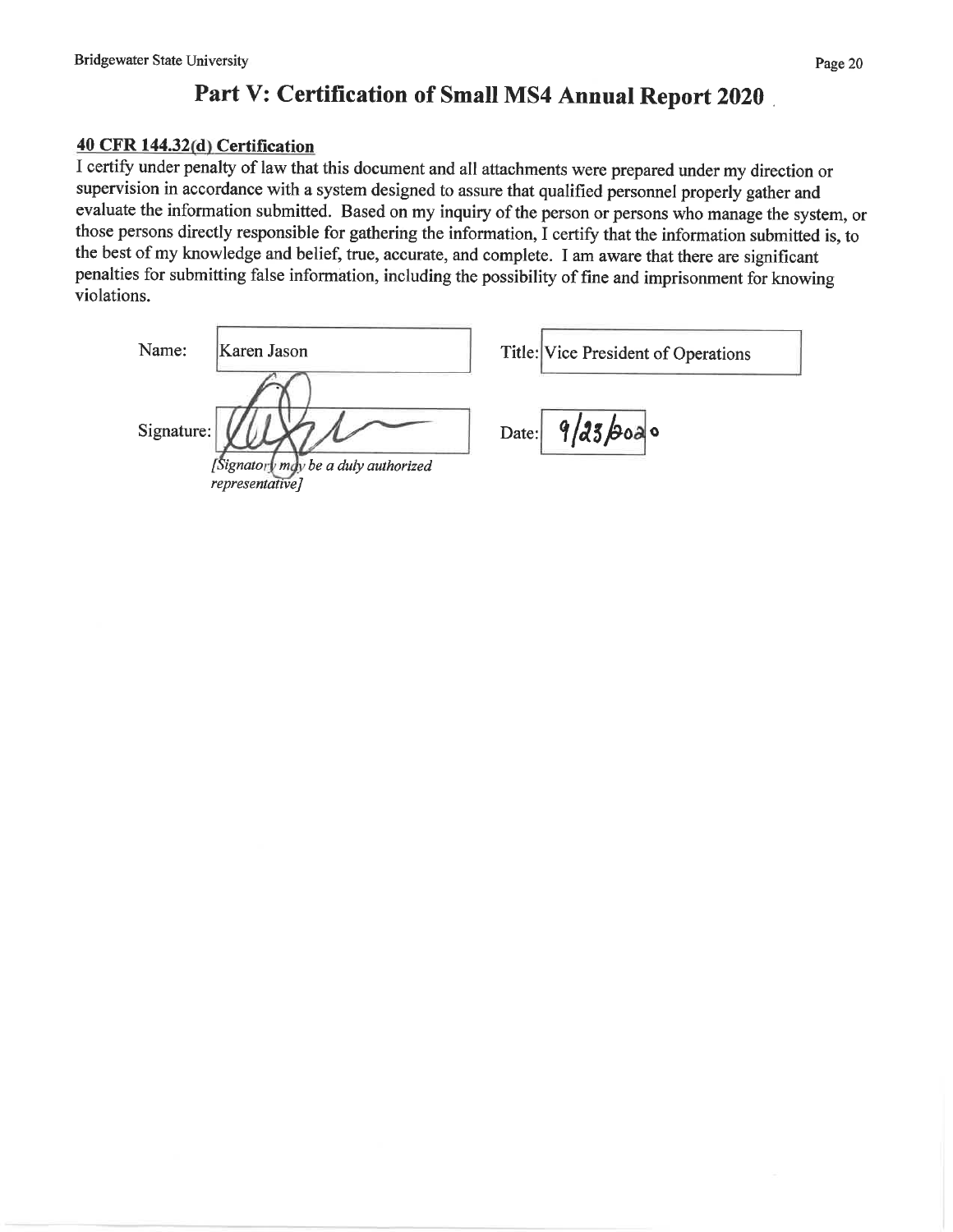# Part V: Certification of Small MS4 Annual Report 2020

**40 CFR 144.32(d) Certification**

I certify under penalty of law that this document and all attachments were prepared under my direction or supervision in accordance with a system designed to assure that qualified personnel properly gather and evaluate the information submitted. Based on my inquiry of the person or persons who manage the system, or those persons directly responsible for gathering the information, I certify that the information submitted is, to the best of my knowledge and belief, true, accurate, and complete. I am aware that there are significant penalties for submitting false information, including the possibility of fine and imprisonment for knowing violations.

Name: Karen Jason

Title: Vice President of Operations

Signature:

*[Signatory may be a duly authorized representative]*

Date: 9/23/2020